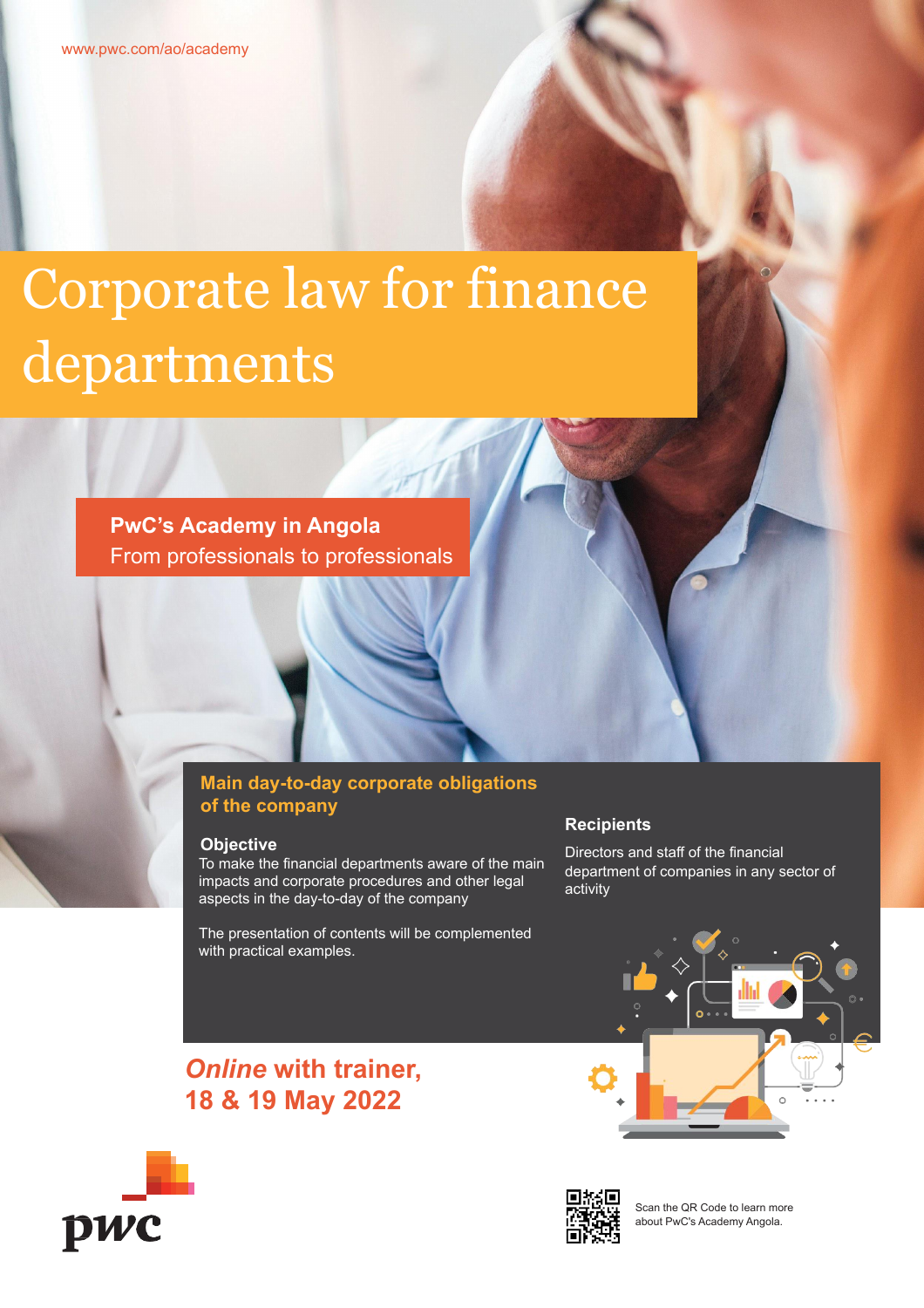www.pwc.com/ao/academy

# Corporate law for finance departments

**PwC's Academy in Angola**
From professionals to professionals

## Main day-to-day corporate obligations of the company

### Objective

To make the financial departments aware of the main impacts and corporate procedures and other legal aspects in the day-to-day of the company

The presentation of contents will be complemented with practical examples.

### Recipients

Directors and staff of the financial department of companies in any sector of activity

***Online* with trainer, 18 & 19 May 2022**

Scan the QR Code to learn more about PwC's Academy Angola.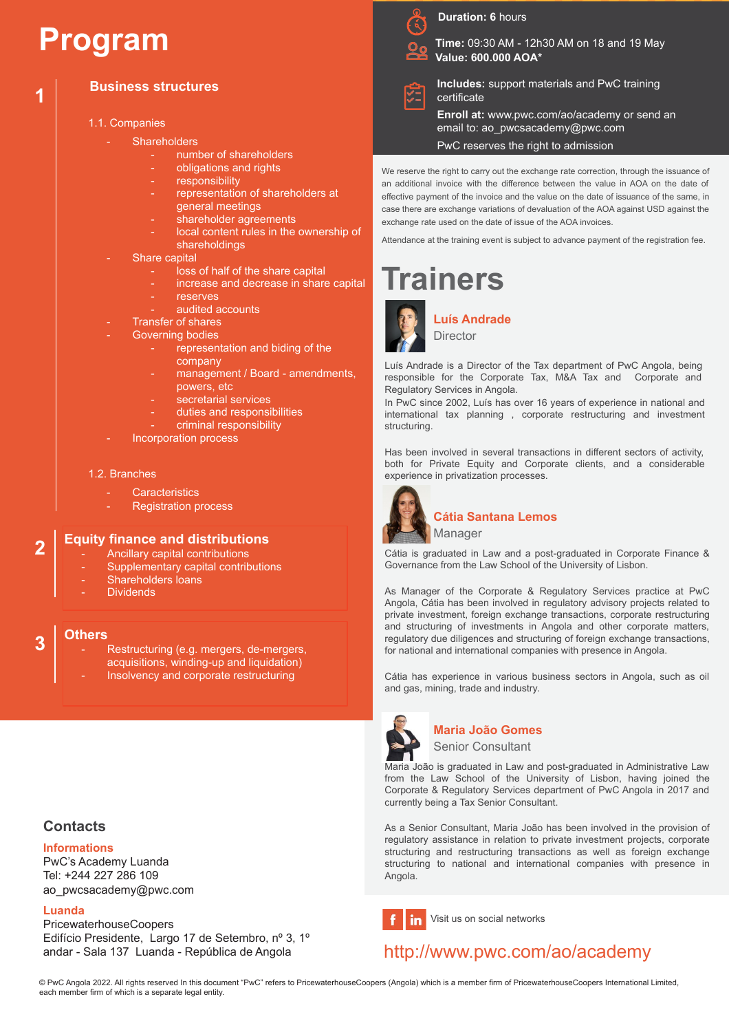# Program

## 1 Business structures

1.1. Companies

- Shareholders
  - number of shareholders
  - obligations and rights
  - responsibility
  - representation of shareholders at general meetings
  - shareholder agreements
  - local content rules in the ownership of shareholdings
- Share capital
  - loss of half of the share capital
  - increase and decrease in share capital
  - reserves
  - audited accounts
- Transfer of shares
- Governing bodies
  - representation and biding of the company
  - management / Board - amendments, powers, etc
  - secretarial services
  - duties and responsibilities
  - criminal responsibility
- Incorporation process

1.2. Branches

- Caracteristics
- Registration process

## 2 Equity finance and distributions

- Ancillary capital contributions
- Supplementary capital contributions
- Shareholders loans
- Dividends

## 3 Others

- Restructuring (e.g. mergers, de-mergers, acquisitions, winding-up and liquidation)
- Insolvency and corporate restructuring

**Duration:** 6 hours

**Time:** 09:30 AM - 12h30 AM on 18 and 19 May

**Value: 600.000 AOA***

**Includes:** support materials and PwC training certificate

**Enroll at:** www.pwc.com/ao/academy or send an email to: ao_pwcsacademy@pwc.com

PwC reserves the right to admission

We reserve the right to carry out the exchange rate correction, through the issuance of an additional invoice with the difference between the value in AOA on the date of effective payment of the invoice and the value on the date of issuance of the same, in case there are exchange variations of devaluation of the AOA against USD against the exchange rate used on the date of issue of the AOA invoices.

Attendance at the training event is subject to advance payment of the registration fee.

# Trainers

### Luís Andrade
Director

Luís Andrade is a Director of the Tax department of PwC Angola, being responsible for the Corporate Tax, M&A Tax and Corporate and Regulatory Services in Angola.
In PwC since 2002, Luís has over 16 years of experience in national and international tax planning , corporate restructuring and investment structuring.

Has been involved in several transactions in different sectors of activity, both for Private Equity and Corporate clients, and a considerable experience in privatization processes.

### Cátia Santana Lemos
Manager

Cátia is graduated in Law and a post-graduated in Corporate Finance & Governance from the Law School of the University of Lisbon.

As Manager of the Corporate & Regulatory Services practice at PwC Angola, Cátia has been involved in regulatory advisory projects related to private investment, foreign exchange transactions, corporate restructuring and structuring of investments in Angola and other corporate matters, regulatory due diligences and structuring of foreign exchange transactions, for national and international companies with presence in Angola.

Cátia has experience in various business sectors in Angola, such as oil and gas, mining, trade and industry.

### Maria João Gomes
Senior Consultant

Maria João is graduated in Law and post-graduated in Administrative Law from the Law School of the University of Lisbon, having joined the Corporate & Regulatory Services department of PwC Angola in 2017 and currently being a Tax Senior Consultant.

As a Senior Consultant, Maria João has been involved in the provision of regulatory assistance in relation to private investment projects, corporate structuring and restructuring transactions as well as foreign exchange structuring to national and international companies with presence in Angola.

## Contacts

**Informations**
PwC's Academy Luanda
Tel: +244 227 286 109
ao_pwcsacademy@pwc.com

**Luanda**
PricewaterhouseCoopers
Edifício Presidente, Largo 17 de Setembro, nº 3, 1º andar - Sala 137 Luanda - República de Angola

Visit us on social networks

http://www.pwc.com/ao/academy

© PwC Angola 2022. All rights reserved In this document "PwC" refers to PricewaterhouseCoopers (Angola) which is a member firm of PricewaterhouseCoopers International Limited, each member firm of which is a separate legal entity.